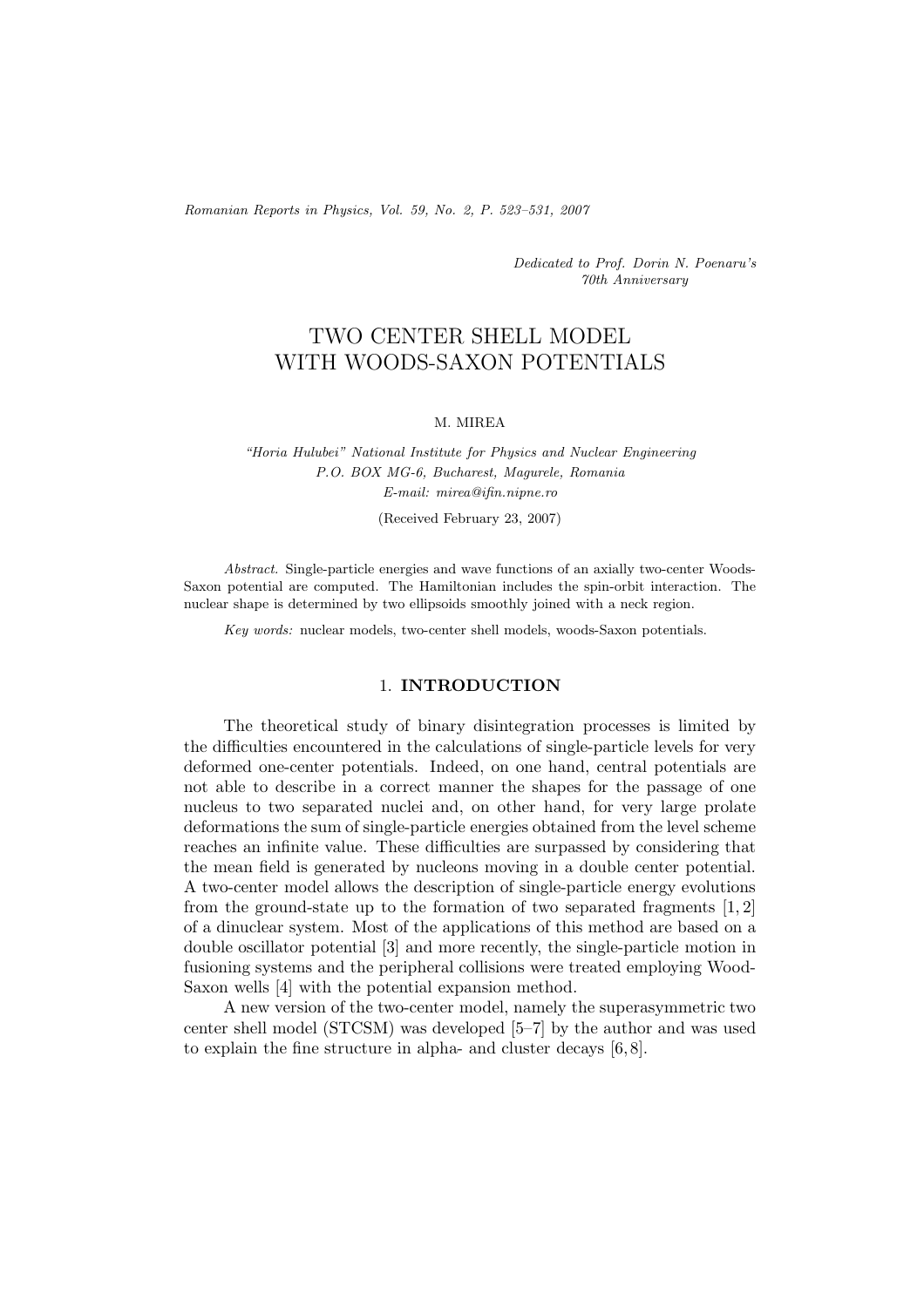*Dedicated to Prof. Dorin N. Poenaru's 70th Anniversary*

# TWO CENTER SHELL MODEL WITH WOODS-SAXON POTENTIALS

M. MIREA

*"Horia Hulubei" National Institute for Physics and Nuclear Engineering*
*P.O. BOX MG-6, Bucharest, Magurele, Romania*
*E-mail: mirea@ifin.nipne.ro*

(Received February 23, 2007)

*Abstract.* Single-particle energies and wave functions of an axially two-center Woods-Saxon potential are computed. The Hamiltonian includes the spin-orbit interaction. The nuclear shape is determined by two ellipsoids smoothly joined with a neck region.

*Key words:* nuclear models, two-center shell models, woods-Saxon potentials.

## 1. INTRODUCTION

The theoretical study of binary disintegration processes is limited by the difficulties encountered in the calculations of single-particle levels for very deformed one-center potentials. Indeed, on one hand, central potentials are not able to describe in a correct manner the shapes for the passage of one nucleus to two separated nuclei and, on other hand, for very large prolate deformations the sum of single-particle energies obtained from the level scheme reaches an infinite value. These difficulties are surpassed by considering that the mean field is generated by nucleons moving in a double center potential. A two-center model allows the description of single-particle energy evolutions from the ground-state up to the formation of two separated fragments [1, 2] of a dinuclear system. Most of the applications of this method are based on a double oscillator potential [3] and more recently, the single-particle motion in fusioning systems and the peripheral collisions were treated employing Wood-Saxon wells [4] with the potential expansion method.

A new version of the two-center model, namely the superasymmetric two center shell model (STCSM) was developed [5–7] by the author and was used to explain the fine structure in alpha- and cluster decays [6, 8].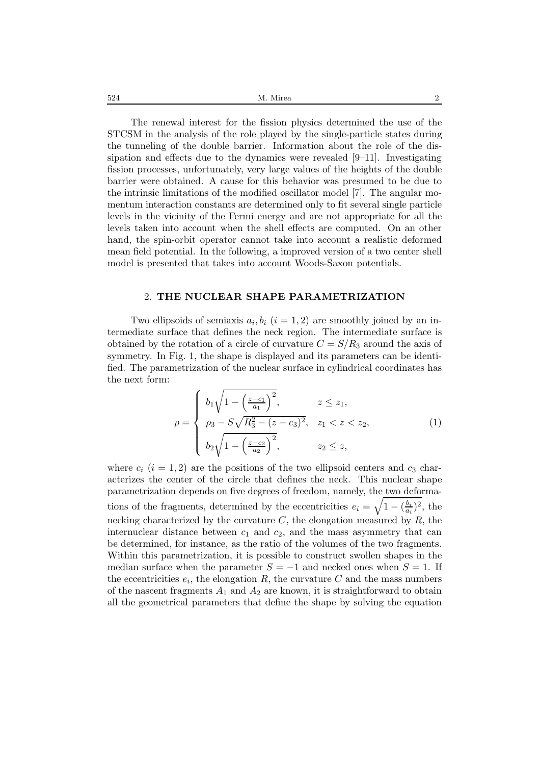The renewal interest for the fission physics determined the use of the STCSM in the analysis of the role played by the single-particle states during the tunneling of the double barrier. Information about the role of the dissipation and effects due to the dynamics were revealed [9–11]. Investigating fission processes, unfortunately, very large values of the heights of the double barrier were obtained. A cause for this behavior was presumed to be due to the intrinsic limitations of the modified oscillator model [7]. The angular momentum interaction constants are determined only to fit several single particle levels in the vicinity of the Fermi energy and are not appropriate for all the levels taken into account when the shell effects are computed. On an other hand, the spin-orbit operator cannot take into account a realistic deformed mean field potential. In the following, a improved version of a two center shell model is presented that takes into account Woods-Saxon potentials.

## 2. THE NUCLEAR SHAPE PARAMETRIZATION

Two ellipsoids of semiaxis $a_i, b_i$ $(i = 1, 2)$ are smoothly joined by an intermediate surface that defines the neck region. The intermediate surface is obtained by the rotation of a circle of curvature $C = S/R_3$ around the axis of symmetry. In Fig. 1, the shape is displayed and its parameters can be identified. The parametrization of the nuclear surface in cylindrical coordinates has the next form:

$$\rho = \begin{cases} b_1\sqrt{1-\left(\frac{z-c_1}{a_1}\right)^2}, & z \le z_1, \\ \rho_3 - S\sqrt{R_3^2-(z-c_3)^2}, & z_1 < z < z_2, \\ b_2\sqrt{1-\left(\frac{z-c_2}{a_2}\right)^2}, & z_2 \le z, \end{cases} \tag{1}$$

where $c_i$ $(i = 1, 2)$ are the positions of the two ellipsoid centers and $c_3$ characterizes the center of the circle that defines the neck. This nuclear shape parametrization depends on five degrees of freedom, namely, the two deformations of the fragments, determined by the eccentricities $e_i = \sqrt{1-(\frac{b_i}{a_i})^2}$, the necking characterized by the curvature $C$, the elongation measured by $R$, the internuclear distance between $c_1$ and $c_2$, and the mass asymmetry that can be determined, for instance, as the ratio of the volumes of the two fragments. Within this parametrization, it is possible to construct swollen shapes in the median surface when the parameter $S = -1$ and necked ones when $S = 1$. If the eccentricities $e_i$, the elongation $R$, the curvature $C$ and the mass numbers of the nascent fragments $A_1$ and $A_2$ are known, it is straightforward to obtain all the geometrical parameters that define the shape by solving the equation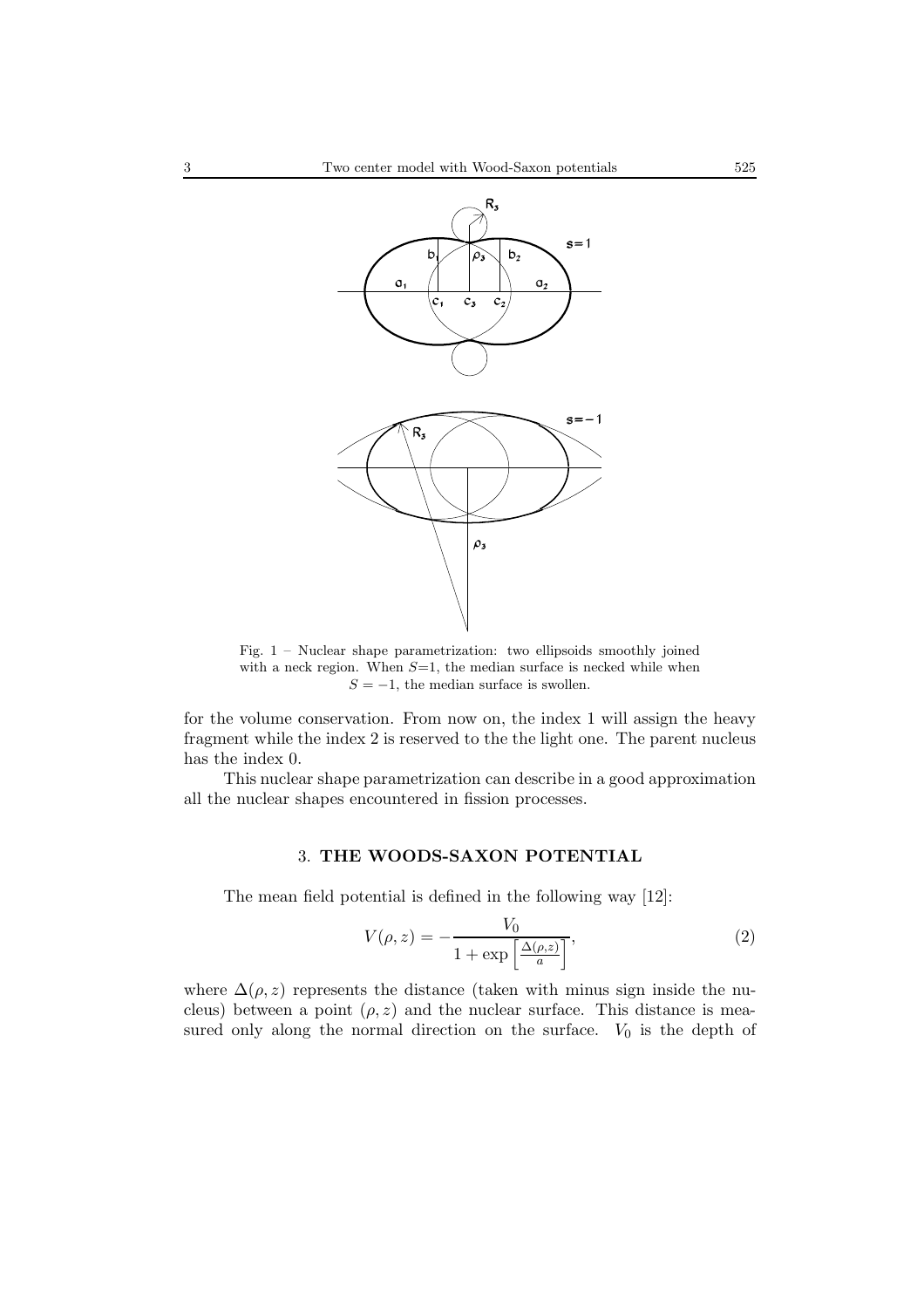Fig. 1 – Nuclear shape parametrization: two ellipsoids smoothly joined with a neck region. When $S$=1, the median surface is necked while when $S = -1$, the median surface is swollen.

for the volume conservation. From now on, the index 1 will assign the heavy fragment while the index 2 is reserved to the the light one. The parent nucleus has the index 0.

This nuclear shape parametrization can describe in a good approximation all the nuclear shapes encountered in fission processes.

## 3. THE WOODS-SAXON POTENTIAL

The mean field potential is defined in the following way [12]:

$$V(\rho, z) = -\frac{V_0}{1 + \exp\left[\frac{\Delta(\rho,z)}{a}\right]}, \tag{2}$$

where $\Delta(\rho, z)$ represents the distance (taken with minus sign inside the nucleus) between a point $(\rho, z)$ and the nuclear surface. This distance is measured only along the normal direction on the surface. $V_0$ is the depth of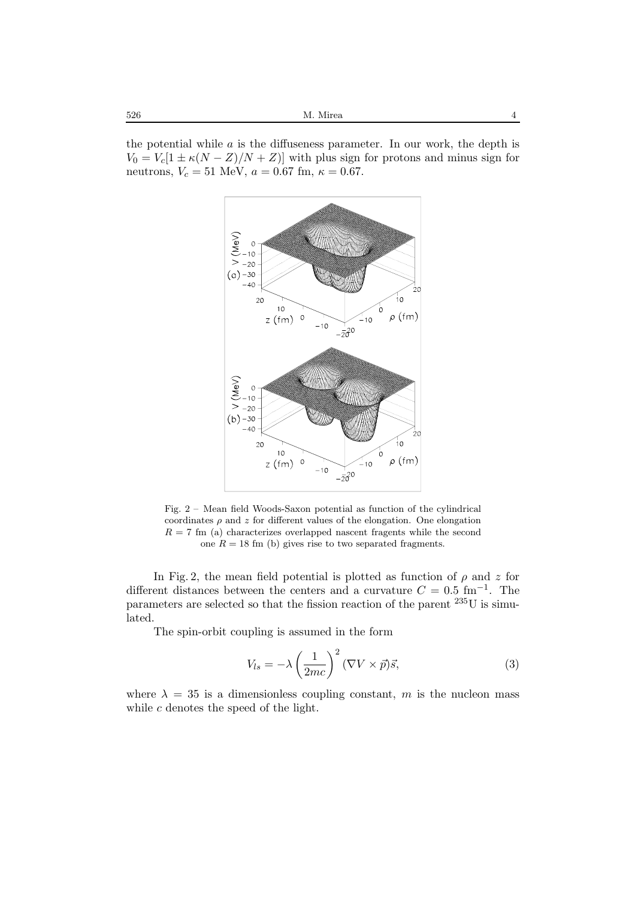the potential while $a$ is the diffuseness parameter. In our work, the depth is $V_0 = V_c[1 \pm \kappa(N-Z)/N+Z)]$ with plus sign for protons and minus sign for neutrons, $V_c = 51$ MeV, $a = 0.67$ fm, $\kappa = 0.67$.

Fig. 2 – Mean field Woods-Saxon potential as function of the cylindrical coordinates $\rho$ and $z$ for different values of the elongation. One elongation $R = 7$ fm (a) characterizes overlapped nascent fragents while the second one $R = 18$ fm (b) gives rise to two separated fragments.

In Fig. 2, the mean field potential is plotted as function of $\rho$ and $z$ for different distances between the centers and a curvature $C = 0.5$ fm$^{-1}$. The parameters are selected so that the fission reaction of the parent $^{235}$U is simulated.

The spin-orbit coupling is assumed in the form

$$V_{ls} = -\lambda \left(\frac{1}{2mc}\right)^2 (\nabla V \times \vec{p})\vec{s}, \tag{3}$$

where $\lambda = 35$ is a dimensionless coupling constant, $m$ is the nucleon mass while $c$ denotes the speed of the light.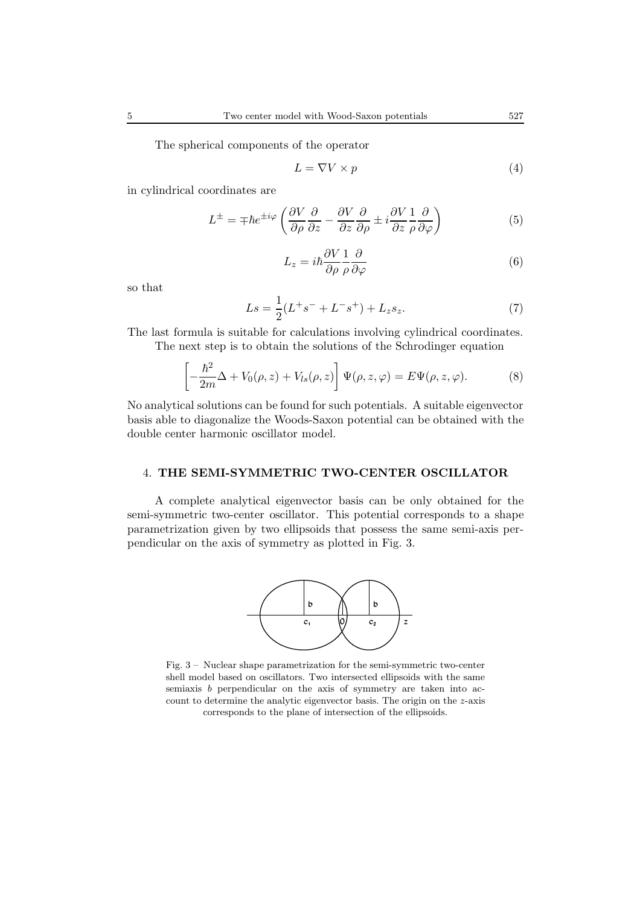The spherical components of the operator

$$L = \nabla V \times p \tag{4}$$

in cylindrical coordinates are

$$L^{\pm} = \mp \hbar e^{\pm i\varphi} \left( \frac{\partial V}{\partial \rho} \frac{\partial}{\partial z} - \frac{\partial V}{\partial z} \frac{\partial}{\partial \rho} \pm i \frac{\partial V}{\partial z} \frac{1}{\rho} \frac{\partial}{\partial \varphi} \right) \tag{5}$$

$$L_z = i\hbar \frac{\partial V}{\partial \rho} \frac{1}{\rho} \frac{\partial}{\partial \varphi} \tag{6}$$

so that

$$Ls = \frac{1}{2}(L^+ s^- + L^- s^+) + L_z s_z. \tag{7}$$

The last formula is suitable for calculations involving cylindrical coordinates.

The next step is to obtain the solutions of the Schrodinger equation

$$\left[ -\frac{\hbar^2}{2m} \Delta + V_0(\rho, z) + V_{ls}(\rho, z) \right] \Psi(\rho, z, \varphi) = E \Psi(\rho, z, \varphi). \tag{8}$$

No analytical solutions can be found for such potentials. A suitable eigenvector basis able to diagonalize the Woods-Saxon potential can be obtained with the double center harmonic oscillator model.

## 4. THE SEMI-SYMMETRIC TWO-CENTER OSCILLATOR

A complete analytical eigenvector basis can be only obtained for the semi-symmetric two-center oscillator. This potential corresponds to a shape parametrization given by two ellipsoids that possess the same semi-axis perpendicular on the axis of symmetry as plotted in Fig. 3.

Fig. 3 – Nuclear shape parametrization for the semi-symmetric two-center shell model based on oscillators. Two intersected ellipsoids with the same semiaxis $b$ perpendicular on the axis of symmetry are taken into account to determine the analytic eigenvector basis. The origin on the $z$-axis corresponds to the plane of intersection of the ellipsoids.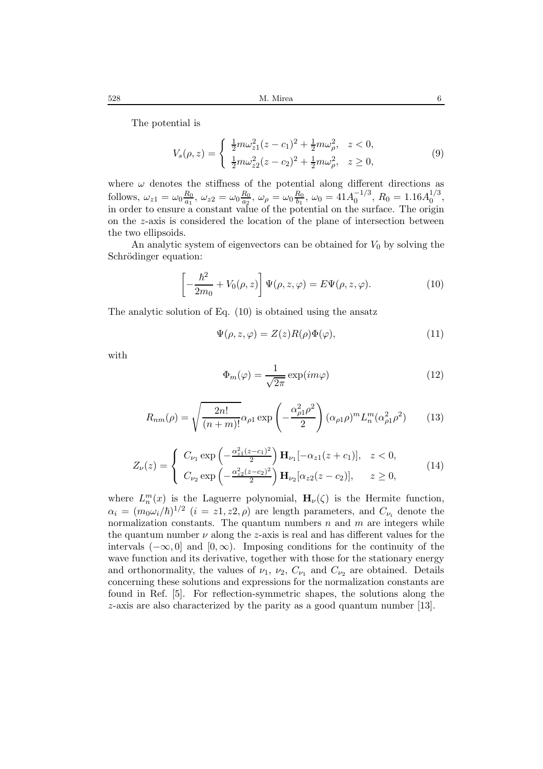The potential is

$$V_s(\rho,z) = \begin{cases} \frac{1}{2}m\omega_{z1}^2(z-c_1)^2 + \frac{1}{2}m\omega_\rho^2, & z<0, \\ \frac{1}{2}m\omega_{z2}^2(z-c_2)^2 + \frac{1}{2}m\omega_\rho^2, & z \geq 0, \end{cases} \tag{9}$$

where $\omega$ denotes the stiffness of the potential along different directions as follows, $\omega_{z1} = \omega_0 \frac{R_0}{a_1}$, $\omega_{z2} = \omega_0 \frac{R_0}{a_2}$, $\omega_\rho = \omega_0 \frac{R_0}{b_1}$, $\omega_0 = 41 A_0^{-1/3}$, $R_0 = 1.16 A_0^{1/3}$, in order to ensure a constant value of the potential on the surface. The origin on the $z$-axis is considered the location of the plane of intersection between the two ellipsoids.

An analytic system of eigenvectors can be obtained for $V_0$ by solving the Schrödinger equation:

$$\left[ -\frac{\hbar^2}{2m_0} + V_0(\rho,z) \right] \Psi(\rho,z,\varphi) = E\Psi(\rho,z,\varphi). \tag{10}$$

The analytic solution of Eq. (10) is obtained using the ansatz

$$\Psi(\rho,z,\varphi) = Z(z)R(\rho)\Phi(\varphi), \tag{11}$$

with

$$\Phi_m(\varphi) = \frac{1}{\sqrt{2\pi}} \exp(im\varphi) \tag{12}$$

$$R_{nm}(\rho) = \sqrt{\frac{2n!}{(n+m)!}} \alpha_{\rho 1} \exp\left( -\frac{\alpha_{\rho 1}^2 \rho^2}{2} \right) (\alpha_{\rho 1}\rho)^m L_n^m(\alpha_{\rho 1}^2 \rho^2) \tag{13}$$

$$Z_\nu(z) = \begin{cases} C_{\nu_1} \exp\left( -\frac{\alpha_{z1}^2 (z-c_1)^2}{2} \right) \mathbf{H}_{\nu_1}[-\alpha_{z1}(z+c_1)], & z<0, \\ C_{\nu_2} \exp\left( -\frac{\alpha_{z2}^2 (z-c_2)^2}{2} \right) \mathbf{H}_{\nu_2}[\alpha_{z2}(z-c_2)], & z \geq 0, \end{cases} \tag{14}$$

where $L_n^m(x)$ is the Laguerre polynomial, $\mathbf{H}_\nu(\zeta)$ is the Hermite function, $\alpha_i = (m_0\omega_i/\hbar)^{1/2}$ ($i = z1, z2, \rho$) are length parameters, and $C_{\nu_i}$ denote the normalization constants. The quantum numbers $n$ and $m$ are integers while the quantum number $\nu$ along the $z$-axis is real and has different values for the intervals $(-\infty, 0]$ and $[0, \infty)$. Imposing conditions for the continuity of the wave function and its derivative, together with those for the stationary energy and orthonormality, the values of $\nu_1$, $\nu_2$, $C_{\nu_1}$ and $C_{\nu_2}$ are obtained. Details concerning these solutions and expressions for the normalization constants are found in Ref. [5]. For reflection-symmetric shapes, the solutions along the $z$-axis are also characterized by the parity as a good quantum number [13].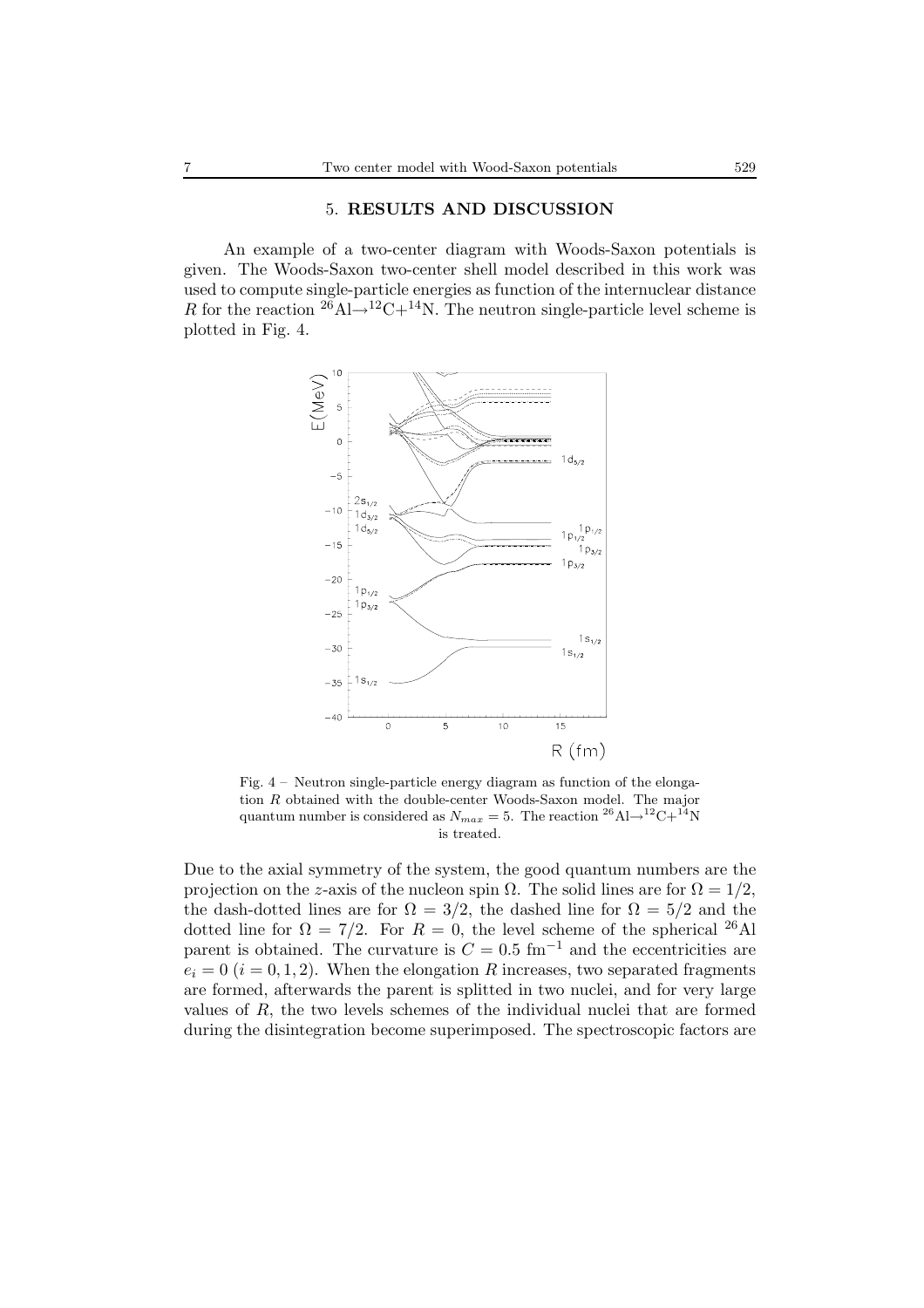## 5. RESULTS AND DISCUSSION

An example of a two-center diagram with Woods-Saxon potentials is given. The Woods-Saxon two-center shell model described in this work was used to compute single-particle energies as function of the internuclear distance $R$ for the reaction $^{26}$Al$\rightarrow$$^{12}$C+$^{14}$N. The neutron single-particle level scheme is plotted in Fig. 4.

Fig. 4 – Neutron single-particle energy diagram as function of the elongation $R$ obtained with the double-center Woods-Saxon model. The major quantum number is considered as $N_{max} = 5$. The reaction $^{26}$Al$\rightarrow$$^{12}$C+$^{14}$N is treated.

Due to the axial symmetry of the system, the good quantum numbers are the projection on the $z$-axis of the nucleon spin $\Omega$. The solid lines are for $\Omega = 1/2$, the dash-dotted lines are for $\Omega = 3/2$, the dashed line for $\Omega = 5/2$ and the dotted line for $\Omega = 7/2$. For $R = 0$, the level scheme of the spherical $^{26}$Al parent is obtained. The curvature is $C = 0.5$ fm$^{-1}$ and the eccentricities are $e_i = 0$ ($i = 0, 1, 2$). When the elongation $R$ increases, two separated fragments are formed, afterwards the parent is splitted in two nuclei, and for very large values of $R$, the two levels schemes of the individual nuclei that are formed during the disintegration become superimposed. The spectroscopic factors are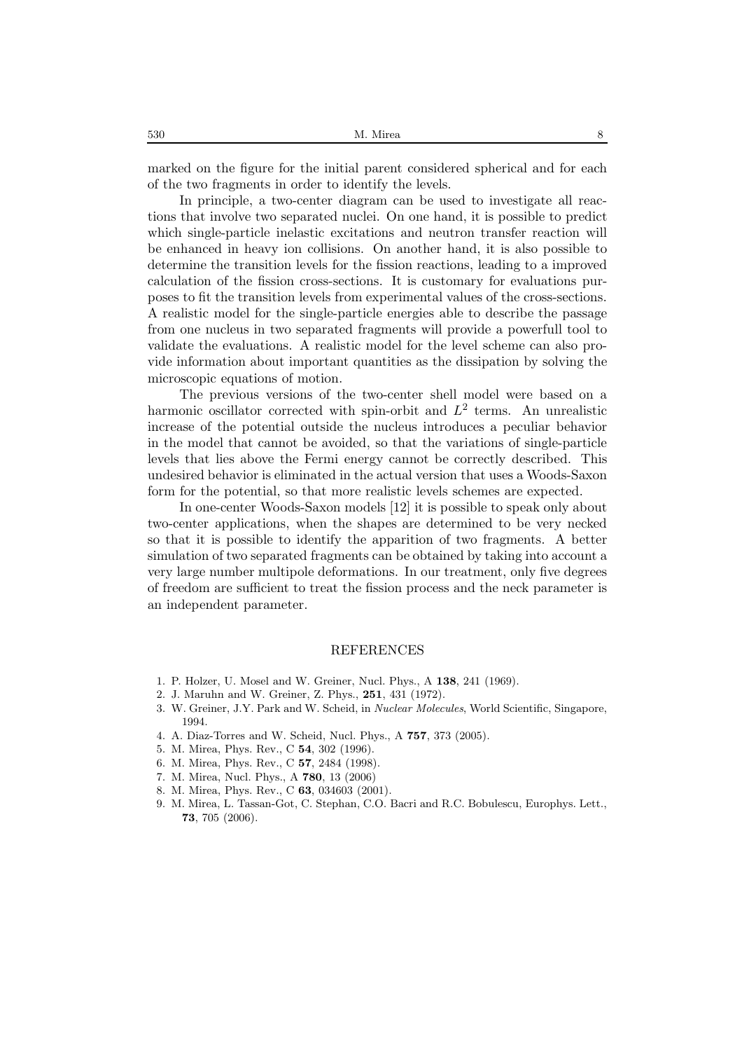marked on the figure for the initial parent considered spherical and for each of the two fragments in order to identify the levels.

In principle, a two-center diagram can be used to investigate all reactions that involve two separated nuclei. On one hand, it is possible to predict which single-particle inelastic excitations and neutron transfer reaction will be enhanced in heavy ion collisions. On another hand, it is also possible to determine the transition levels for the fission reactions, leading to a improved calculation of the fission cross-sections. It is customary for evaluations purposes to fit the transition levels from experimental values of the cross-sections. A realistic model for the single-particle energies able to describe the passage from one nucleus in two separated fragments will provide a powerfull tool to validate the evaluations. A realistic model for the level scheme can also provide information about important quantities as the dissipation by solving the microscopic equations of motion.

The previous versions of the two-center shell model were based on a harmonic oscillator corrected with spin-orbit and $L^2$ terms. An unrealistic increase of the potential outside the nucleus introduces a peculiar behavior in the model that cannot be avoided, so that the variations of single-particle levels that lies above the Fermi energy cannot be correctly described. This undesired behavior is eliminated in the actual version that uses a Woods-Saxon form for the potential, so that more realistic levels schemes are expected.

In one-center Woods-Saxon models [12] it is possible to speak only about two-center applications, when the shapes are determined to be very necked so that it is possible to identify the apparition of two fragments. A better simulation of two separated fragments can be obtained by taking into account a very large number multipole deformations. In our treatment, only five degrees of freedom are sufficient to treat the fission process and the neck parameter is an independent parameter.

## REFERENCES

1. P. Holzer, U. Mosel and W. Greiner, Nucl. Phys., A **138**, 241 (1969).
2. J. Maruhn and W. Greiner, Z. Phys., **251**, 431 (1972).
3. W. Greiner, J.Y. Park and W. Scheid, in *Nuclear Molecules*, World Scientific, Singapore, 1994.
4. A. Diaz-Torres and W. Scheid, Nucl. Phys., A **757**, 373 (2005).
5. M. Mirea, Phys. Rev., C **54**, 302 (1996).
6. M. Mirea, Phys. Rev., C **57**, 2484 (1998).
7. M. Mirea, Nucl. Phys., A **780**, 13 (2006)
8. M. Mirea, Phys. Rev., C **63**, 034603 (2001).
9. M. Mirea, L. Tassan-Got, C. Stephan, C.O. Bacri and R.C. Bobulescu, Europhys. Lett., **73**, 705 (2006).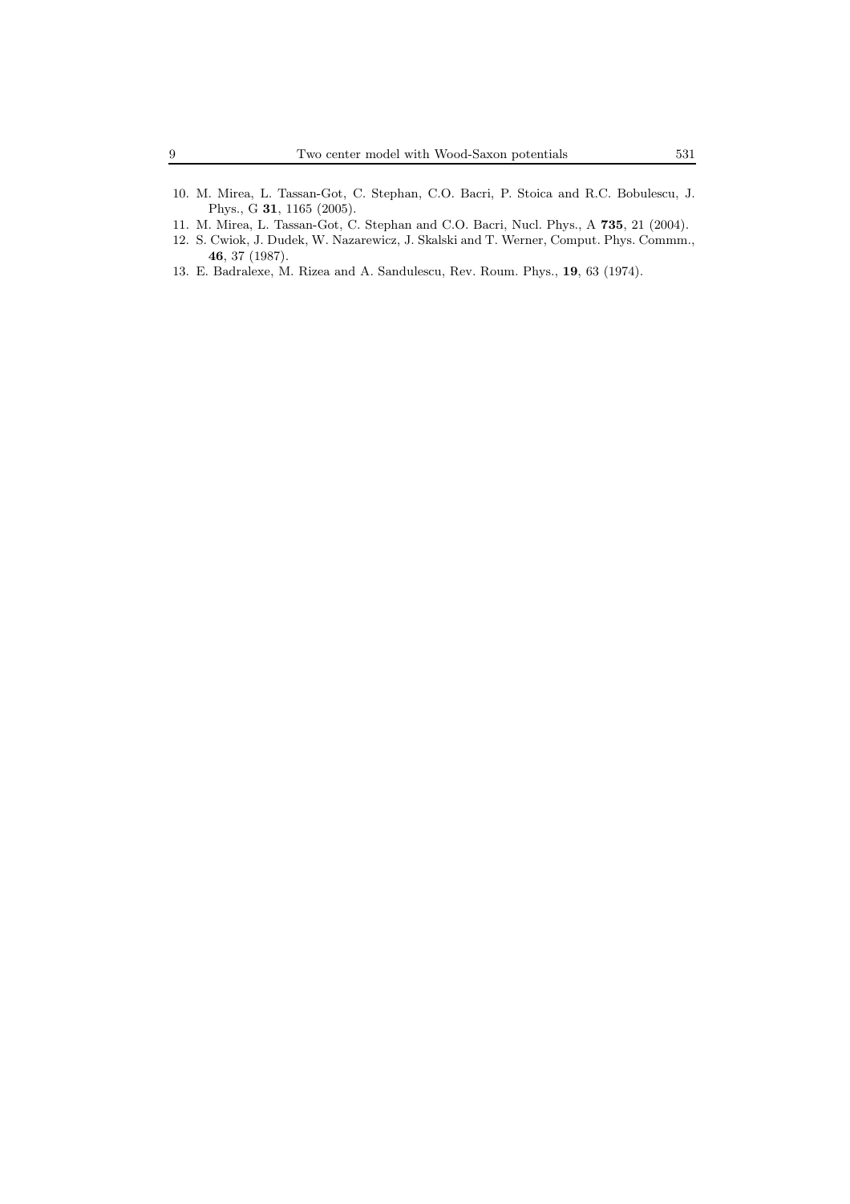10. M. Mirea, L. Tassan-Got, C. Stephan, C.O. Bacri, P. Stoica and R.C. Bobulescu, J. Phys., G **31**, 1165 (2005).
11. M. Mirea, L. Tassan-Got, C. Stephan and C.O. Bacri, Nucl. Phys., A **735**, 21 (2004).
12. S. Cwiok, J. Dudek, W. Nazarewicz, J. Skalski and T. Werner, Comput. Phys. Commm., **46**, 37 (1987).
13. E. Badralexe, M. Rizea and A. Sandulescu, Rev. Roum. Phys., **19**, 63 (1974).